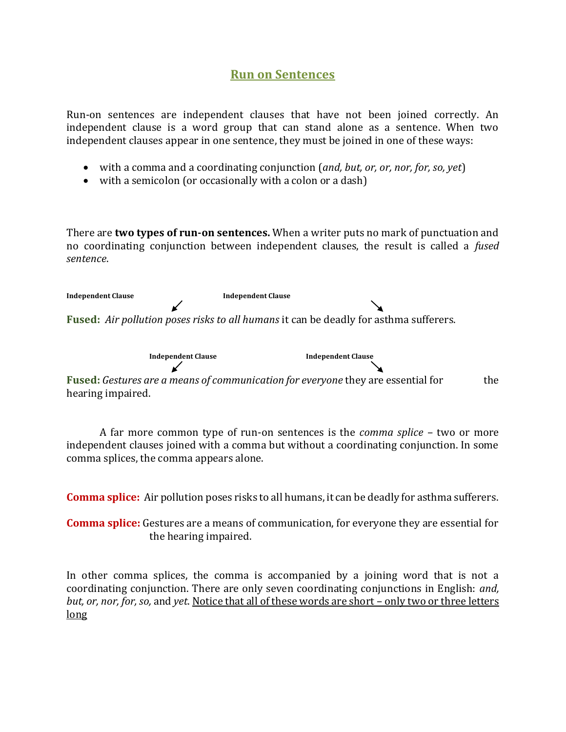# Run on Sentences

Run-on sentences are independent clauses that have not been joined correctly. An independent clause is a word group that can stand alone as a sentence. When two independent clauses appear in one sentence, they must be joined in one of these ways:

- with a comma and a coordinating conjunction (*and, but, or, or, nor, for, so, yet*)
- with a semicolon (or occasionally with a colon or a dash)

There are **two types of run-on sentences.** When a writer puts no mark of punctuation and no coordinating conjunction between independent clauses, the result is called a *fused sentence*.

**Independent Clause** ↙ **Independent Clause** ↘

**Fused:** *Air pollution poses risks to all humans* it can be deadly for asthma sufferers.

**Independent Clause** ↙ **Independent Clause** ↘

**Fused:** *Gestures are a means of communication for everyone* they are essential for the hearing impaired.

A far more common type of run-on sentences is the *comma splice* – two or more independent clauses joined with a comma but without a coordinating conjunction. In some comma splices, the comma appears alone.

**Comma splice:** Air pollution poses risks to all humans, it can be deadly for asthma sufferers.

**Comma splice:** Gestures are a means of communication, for everyone they are essential for the hearing impaired.

In other comma splices, the comma is accompanied by a joining word that is not a coordinating conjunction. There are only seven coordinating conjunctions in English: *and, but, or, nor, for, so,* and *yet*. <u>Notice that all of these words are short – only two or three letters long</u>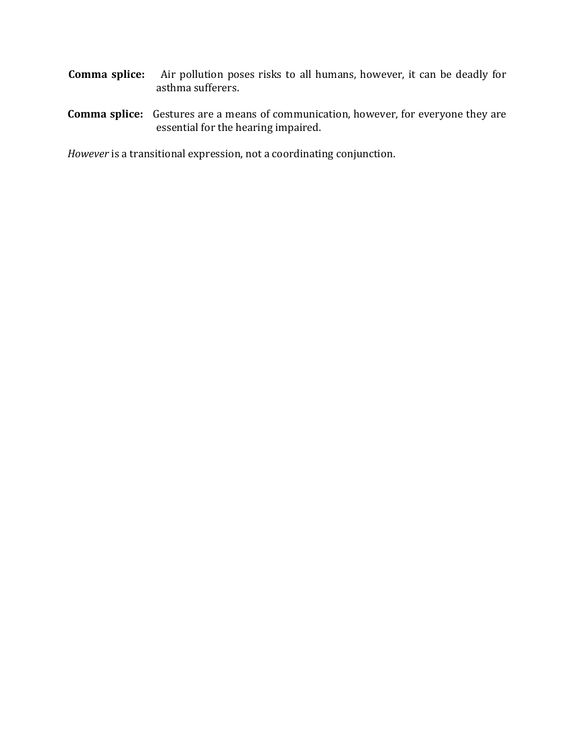**Comma splice:** Air pollution poses risks to all humans, however, it can be deadly for asthma sufferers.

**Comma splice:** Gestures are a means of communication, however, for everyone they are essential for the hearing impaired.

*However* is a transitional expression, not a coordinating conjunction.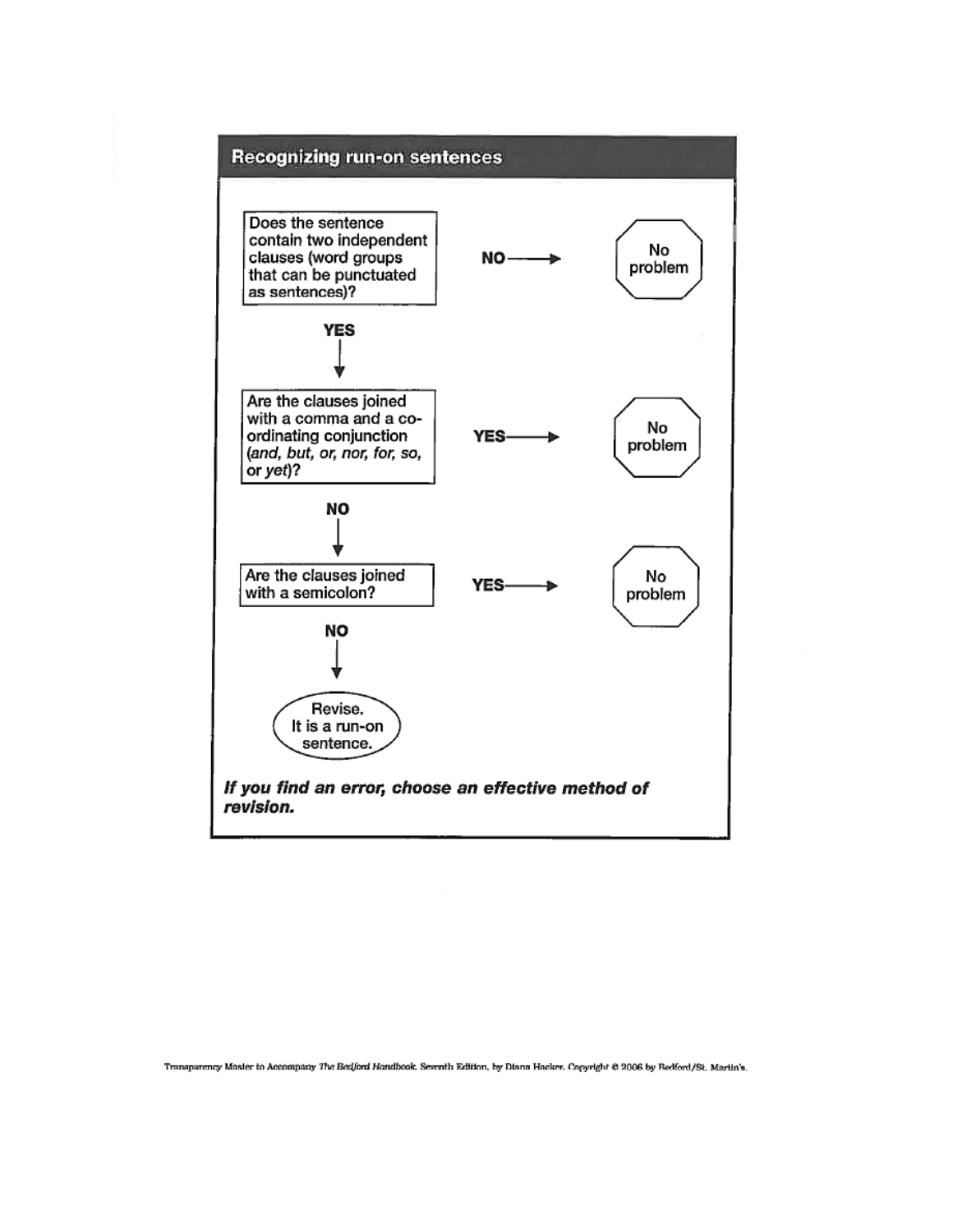## Recognizing run-on sentences

Does the sentence contain two independent clauses (word groups that can be punctuated as sentences)?

- **NO** → No problem
- **YES** ↓

Are the clauses joined with a comma and a coordinating conjunction (*and, but, or, nor, for, so,* or *yet*)?

- **YES** → No problem
- **NO** ↓

Are the clauses joined with a semicolon?

- **YES** → No problem
- **NO** ↓

Revise. It is a run-on sentence.

***If you find an error, choose an effective method of revision.***

Transparency Master to Accompany *The Bedford Handbook*, Seventh Edition, by Diana Hacker. Copyright © 2006 by Bedford/St. Martin's.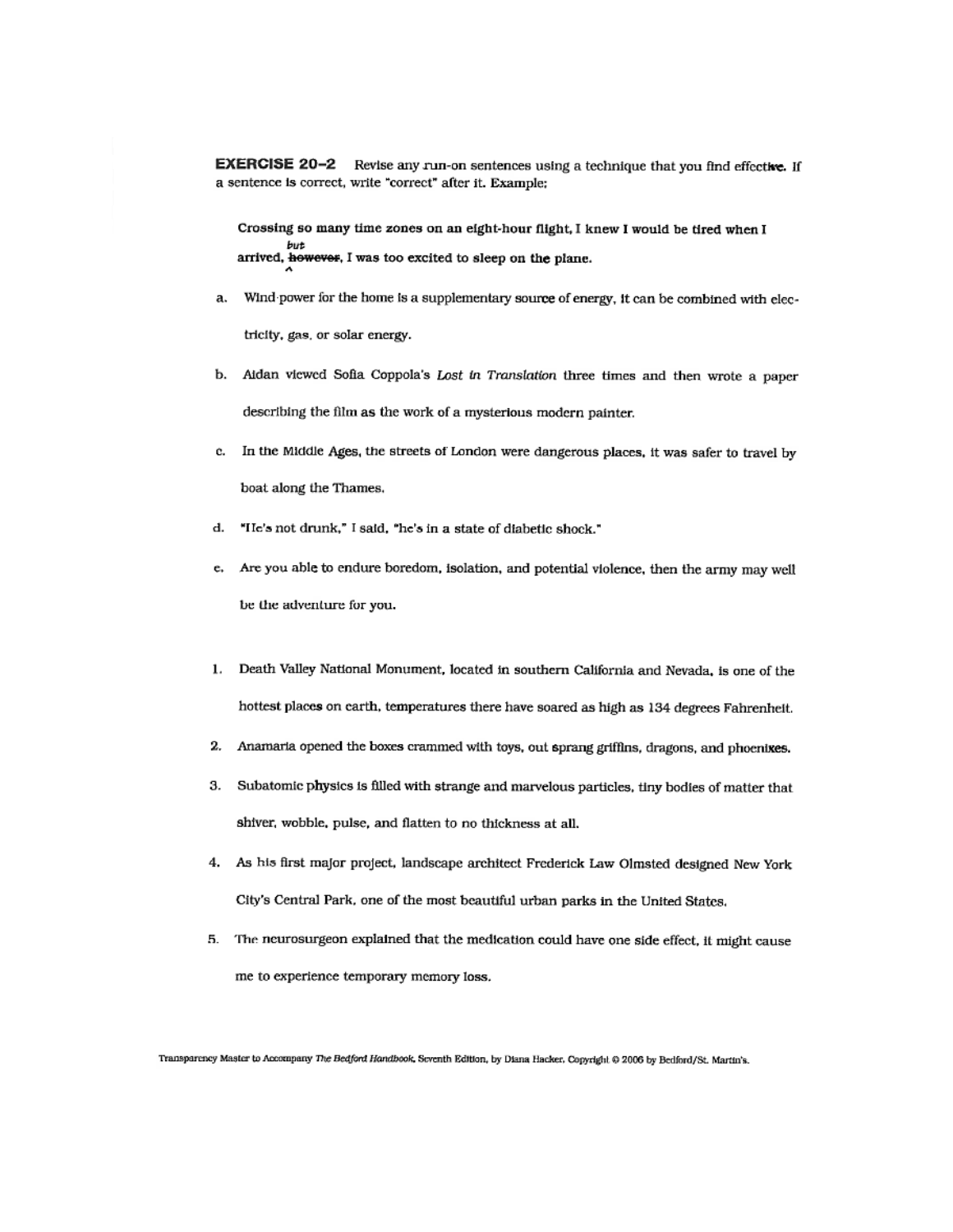**EXERCISE 20–2** Revise any run-on sentences using a technique that you find effective. If a sentence is correct, write "correct" after it. Example:

> **Crossing so many time zones on an eight-hour flight, I knew I would be tired when I arrived, ~~however~~ *but*, I was too excited to sleep on the plane.**

a. Wind-power for the home is a supplementary source of energy, it can be combined with electricity, gas, or solar energy.

b. Aidan viewed Sofia Coppola's *Lost in Translation* three times and then wrote a paper describing the film as the work of a mysterious modern painter.

c. In the Middle Ages, the streets of London were dangerous places, it was safer to travel by boat along the Thames.

d. "He's not drunk," I said, "he's in a state of diabetic shock."

e. Are you able to endure boredom, isolation, and potential violence, then the army may well be the adventure for you.

1. Death Valley National Monument, located in southern California and Nevada, is one of the hottest places on earth, temperatures there have soared as high as 134 degrees Fahrenheit.
2. Anamaria opened the boxes crammed with toys, out sprang griffins, dragons, and phoenixes.
3. Subatomic physics is filled with strange and marvelous particles, tiny bodies of matter that shiver, wobble, pulse, and flatten to no thickness at all.
4. As his first major project, landscape architect Frederick Law Olmsted designed New York City's Central Park, one of the most beautiful urban parks in the United States.
5. The neurosurgeon explained that the medication could have one side effect, it might cause me to experience temporary memory loss.

Transparency Master to Accompany *The Bedford Handbook*, Seventh Edition, by Diana Hacker. Copyright © 2006 by Bedford/St. Martin's.